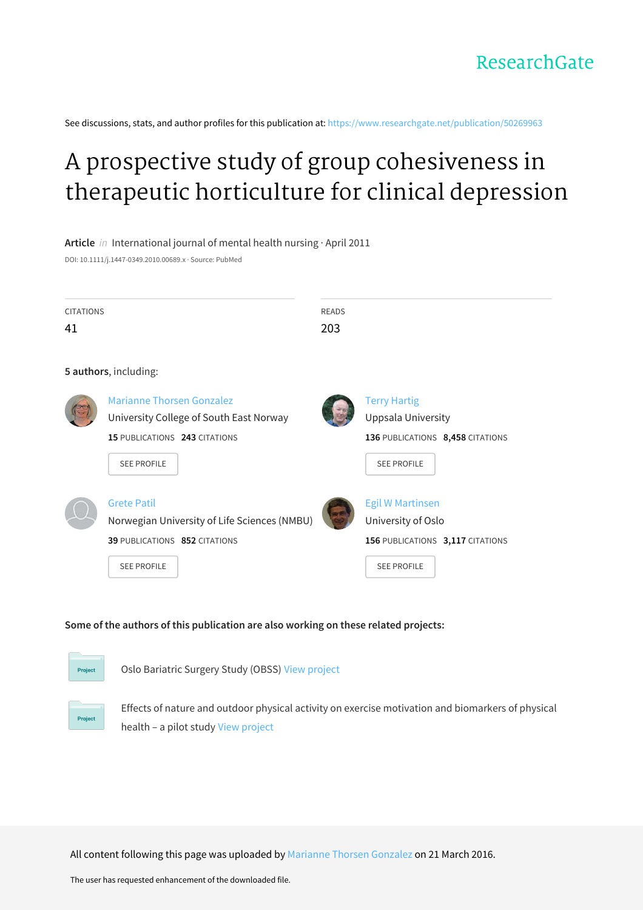ResearchGate

See discussions, stats, and author profiles for this publication at: https://www.researchgate.net/publication/50269963

# A prospective study of group cohesiveness in therapeutic horticulture for clinical depression

**Article** *in* International journal of mental health nursing · April 2011

DOI: 10.1111/j.1447-0349.2010.00689.x · Source: PubMed

| CITATIONS | READS |
|---|---|
| 41 | 203 |

**5 authors**, including:

Marianne Thorsen Gonzalez
University College of South East Norway
**15** PUBLICATIONS **243** CITATIONS

SEE PROFILE

Terry Hartig
Uppsala University
**136** PUBLICATIONS **8,458** CITATIONS

SEE PROFILE

Grete Patil
Norwegian University of Life Sciences (NMBU)
**39** PUBLICATIONS **852** CITATIONS

SEE PROFILE

Egil W Martinsen
University of Oslo
**156** PUBLICATIONS **3,117** CITATIONS

SEE PROFILE

**Some of the authors of this publication are also working on these related projects:**

Project: Oslo Bariatric Surgery Study (OBSS) View project

Project: Effects of nature and outdoor physical activity on exercise motivation and biomarkers of physical health – a pilot study View project

All content following this page was uploaded by Marianne Thorsen Gonzalez on 21 March 2016.

The user has requested enhancement of the downloaded file.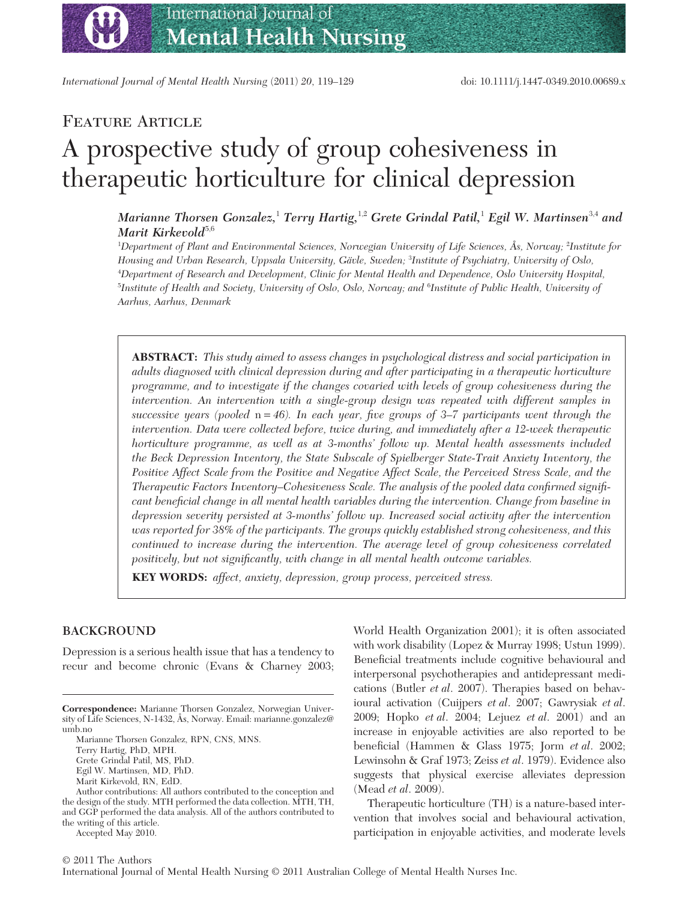International Journal of Mental Health Nursing (2011) 20, 119–129    doi: 10.1111/j.1447-0349.2010.00689.x

FEATURE ARTICLE

# A prospective study of group cohesiveness in therapeutic horticulture for clinical depression

***Marianne Thorsen Gonzalez,***[1] ***Terry Hartig,***[1,2] ***Grete Grindal Patil,***[1] ***Egil W. Martinsen***[3,4] ***and Marit Kirkevold***[5,6]

[1]*Department of Plant and Environmental Sciences, Norwegian University of Life Sciences, Ås, Norway;* [2]*Institute for Housing and Urban Research, Uppsala University, Gävle, Sweden;* [3]*Institute of Psychiatry, University of Oslo,* [4]*Department of Research and Development, Clinic for Mental Health and Dependence, Oslo University Hospital,* [5]*Institute of Health and Society, University of Oslo, Oslo, Norway; and* [6]*Institute of Public Health, University of Aarhus, Aarhus, Denmark*

**ABSTRACT:** *This study aimed to assess changes in psychological distress and social participation in adults diagnosed with clinical depression during and after participating in a therapeutic horticulture programme, and to investigate if the changes covaried with levels of group cohesiveness during the intervention. An intervention with a single-group design was repeated with different samples in successive years (pooled* n *= 46). In each year, five groups of 3–7 participants went through the intervention. Data were collected before, twice during, and immediately after a 12-week therapeutic horticulture programme, as well as at 3-months' follow up. Mental health assessments included the Beck Depression Inventory, the State Subscale of Spielberger State-Trait Anxiety Inventory, the Positive Affect Scale from the Positive and Negative Affect Scale, the Perceived Stress Scale, and the Therapeutic Factors Inventory–Cohesiveness Scale. The analysis of the pooled data confirmed significant beneficial change in all mental health variables during the intervention. Change from baseline in depression severity persisted at 3-months' follow up. Increased social activity after the intervention was reported for 38% of the participants. The groups quickly established strong cohesiveness, and this continued to increase during the intervention. The average level of group cohesiveness correlated positively, but not significantly, with change in all mental health outcome variables.*

**KEY WORDS:** *affect, anxiety, depression, group process, perceived stress.*

## BACKGROUND

Depression is a serious health issue that has a tendency to recur and become chronic (Evans & Charney 2003; World Health Organization 2001); it is often associated with work disability (Lopez & Murray 1998; Ustun 1999). Beneficial treatments include cognitive behavioural and interpersonal psychotherapies and antidepressant medications (Butler *et al*. 2007). Therapies based on behavioural activation (Cuijpers *et al*. 2007; Gawrysiak *et al*. 2009; Hopko *et al*. 2004; Lejuez *et al*. 2001) and an increase in enjoyable activities are also reported to be beneficial (Hammen & Glass 1975; Jorm *et al*. 2002; Lewinsohn & Graf 1973; Zeiss *et al*. 1979). Evidence also suggests that physical exercise alleviates depression (Mead *et al*. 2009).

Therapeutic horticulture (TH) is a nature-based intervention that involves social and behavioural activation, participation in enjoyable activities, and moderate levels

**Correspondence:** Marianne Thorsen Gonzalez, Norwegian University of Life Sciences, N-1432, Ås, Norway. Email: marianne.gonzalez@umb.no

Marianne Thorsen Gonzalez, RPN, CNS, MNS.
Terry Hartig, PhD, MPH.
Grete Grindal Patil, MS, PhD.
Egil W. Martinsen, MD, PhD.
Marit Kirkevold, RN, EdD.

Author contributions: All authors contributed to the conception and the design of the study. MTH performed the data collection. MTH, TH, and GGP performed the data analysis. All of the authors contributed to the writing of this article.

Accepted May 2010.

© 2011 The Authors
International Journal of Mental Health Nursing © 2011 Australian College of Mental Health Nurses Inc.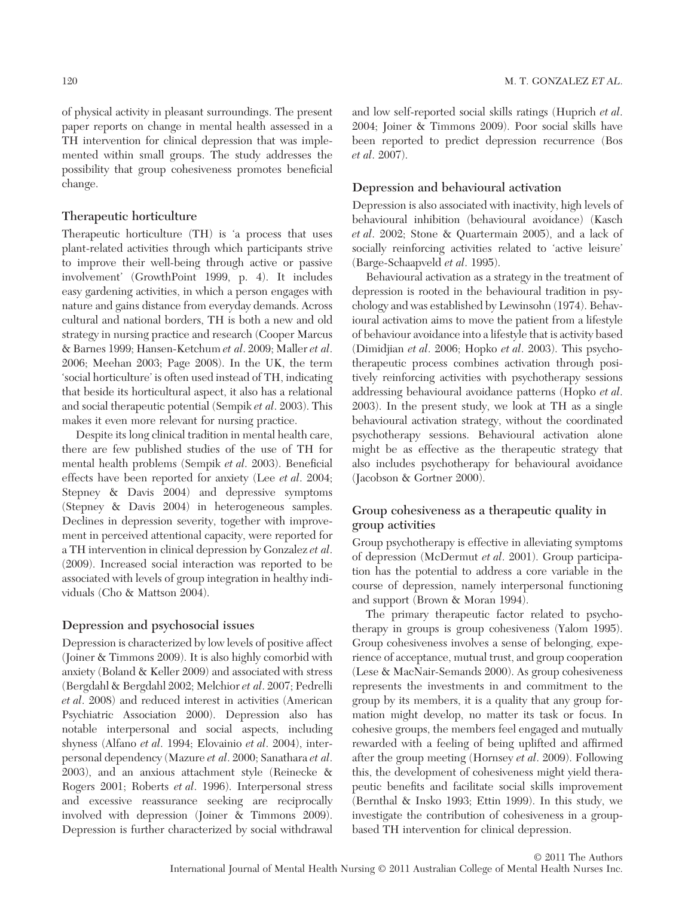of physical activity in pleasant surroundings. The present paper reports on change in mental health assessed in a TH intervention for clinical depression that was implemented within small groups. The study addresses the possibility that group cohesiveness promotes beneficial change.

### Therapeutic horticulture

Therapeutic horticulture (TH) is 'a process that uses plant-related activities through which participants strive to improve their well-being through active or passive involvement' (GrowthPoint 1999, p. 4). It includes easy gardening activities, in which a person engages with nature and gains distance from everyday demands. Across cultural and national borders, TH is both a new and old strategy in nursing practice and research (Cooper Marcus & Barnes 1999; Hansen-Ketchum *et al*. 2009; Maller *et al*. 2006; Meehan 2003; Page 2008). In the UK, the term 'social horticulture' is often used instead of TH, indicating that beside its horticultural aspect, it also has a relational and social therapeutic potential (Sempik *et al*. 2003). This makes it even more relevant for nursing practice.

Despite its long clinical tradition in mental health care, there are few published studies of the use of TH for mental health problems (Sempik *et al*. 2003). Beneficial effects have been reported for anxiety (Lee *et al*. 2004; Stepney & Davis 2004) and depressive symptoms (Stepney & Davis 2004) in heterogeneous samples. Declines in depression severity, together with improvement in perceived attentional capacity, were reported for a TH intervention in clinical depression by Gonzalez *et al*. (2009). Increased social interaction was reported to be associated with levels of group integration in healthy individuals (Cho & Mattson 2004).

### Depression and psychosocial issues

Depression is characterized by low levels of positive affect (Joiner & Timmons 2009). It is also highly comorbid with anxiety (Boland & Keller 2009) and associated with stress (Bergdahl & Bergdahl 2002; Melchior *et al*. 2007; Pedrelli *et al*. 2008) and reduced interest in activities (American Psychiatric Association 2000). Depression also has notable interpersonal and social aspects, including shyness (Alfano *et al*. 1994; Elovainio *et al*. 2004), interpersonal dependency (Mazure *et al*. 2000; Sanathara *et al*. 2003), and an anxious attachment style (Reinecke & Rogers 2001; Roberts *et al*. 1996). Interpersonal stress and excessive reassurance seeking are reciprocally involved with depression (Joiner & Timmons 2009). Depression is further characterized by social withdrawal and low self-reported social skills ratings (Huprich *et al*. 2004; Joiner & Timmons 2009). Poor social skills have been reported to predict depression recurrence (Bos *et al*. 2007).

### Depression and behavioural activation

Depression is also associated with inactivity, high levels of behavioural inhibition (behavioural avoidance) (Kasch *et al*. 2002; Stone & Quartermain 2005), and a lack of socially reinforcing activities related to 'active leisure' (Barge-Schaapveld *et al*. 1995).

Behavioural activation as a strategy in the treatment of depression is rooted in the behavioural tradition in psychology and was established by Lewinsohn (1974). Behavioural activation aims to move the patient from a lifestyle of behaviour avoidance into a lifestyle that is activity based (Dimidjian *et al*. 2006; Hopko *et al*. 2003). This psychotherapeutic process combines activation through positively reinforcing activities with psychotherapy sessions addressing behavioural avoidance patterns (Hopko *et al*. 2003). In the present study, we look at TH as a single behavioural activation strategy, without the coordinated psychotherapy sessions. Behavioural activation alone might be as effective as the therapeutic strategy that also includes psychotherapy for behavioural avoidance (Jacobson & Gortner 2000).

### Group cohesiveness as a therapeutic quality in group activities

Group psychotherapy is effective in alleviating symptoms of depression (McDermut *et al*. 2001). Group participation has the potential to address a core variable in the course of depression, namely interpersonal functioning and support (Brown & Moran 1994).

The primary therapeutic factor related to psychotherapy in groups is group cohesiveness (Yalom 1995). Group cohesiveness involves a sense of belonging, experience of acceptance, mutual trust, and group cooperation (Lese & MacNair-Semands 2000). As group cohesiveness represents the investments in and commitment to the group by its members, it is a quality that any group formation might develop, no matter its task or focus. In cohesive groups, the members feel engaged and mutually rewarded with a feeling of being uplifted and affirmed after the group meeting (Hornsey *et al*. 2009). Following this, the development of cohesiveness might yield therapeutic benefits and facilitate social skills improvement (Bernthal & Insko 1993; Ettin 1999). In this study, we investigate the contribution of cohesiveness in a group-based TH intervention for clinical depression.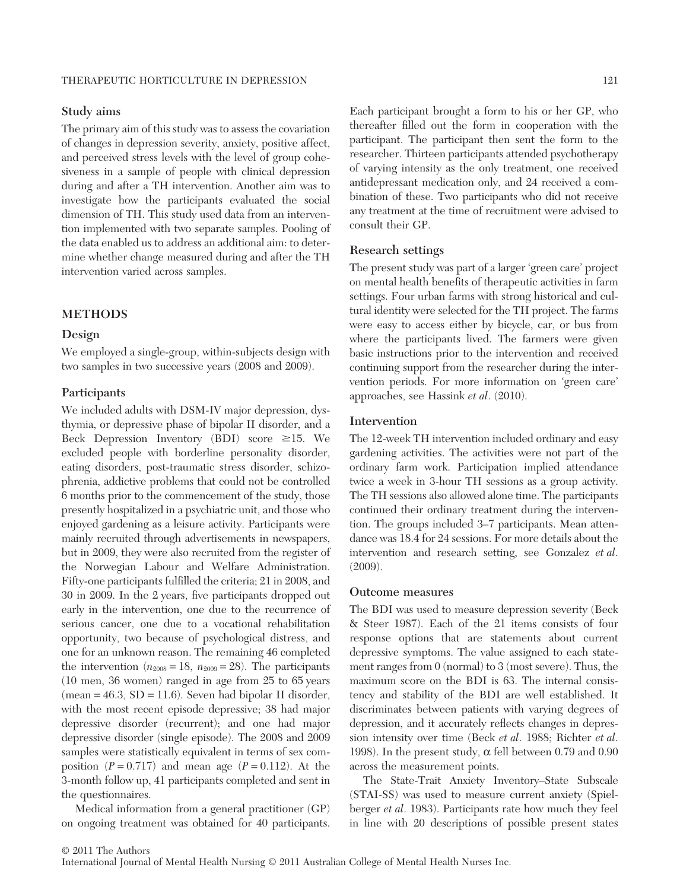### Study aims

The primary aim of this study was to assess the covariation of changes in depression severity, anxiety, positive affect, and perceived stress levels with the level of group cohesiveness in a sample of people with clinical depression during and after a TH intervention. Another aim was to investigate how the participants evaluated the social dimension of TH. This study used data from an intervention implemented with two separate samples. Pooling of the data enabled us to address an additional aim: to determine whether change measured during and after the TH intervention varied across samples.

## METHODS

### Design

We employed a single-group, within-subjects design with two samples in two successive years (2008 and 2009).

### Participants

We included adults with DSM-IV major depression, dysthymia, or depressive phase of bipolar II disorder, and a Beck Depression Inventory (BDI) score $\geq 15$. We excluded people with borderline personality disorder, eating disorders, post-traumatic stress disorder, schizophrenia, addictive problems that could not be controlled 6 months prior to the commencement of the study, those presently hospitalized in a psychiatric unit, and those who enjoyed gardening as a leisure activity. Participants were mainly recruited through advertisements in newspapers, but in 2009, they were also recruited from the register of the Norwegian Labour and Welfare Administration. Fifty-one participants fulfilled the criteria; 21 in 2008, and 30 in 2009. In the 2 years, five participants dropped out early in the intervention, one due to the recurrence of serious cancer, one due to a vocational rehabilitation opportunity, two because of psychological distress, and one for an unknown reason. The remaining 46 completed the intervention ($n_{2008} = 18$, $n_{2009} = 28$). The participants (10 men, 36 women) ranged in age from 25 to 65 years (mean = 46.3, SD = 11.6). Seven had bipolar II disorder, with the most recent episode depressive; 38 had major depressive disorder (recurrent); and one had major depressive disorder (single episode). The 2008 and 2009 samples were statistically equivalent in terms of sex composition ($P = 0.717$) and mean age ($P = 0.112$). At the 3-month follow up, 41 participants completed and sent in the questionnaires.

Medical information from a general practitioner (GP) on ongoing treatment was obtained for 40 participants. Each participant brought a form to his or her GP, who thereafter filled out the form in cooperation with the participant. The participant then sent the form to the researcher. Thirteen participants attended psychotherapy of varying intensity as the only treatment, one received antidepressant medication only, and 24 received a combination of these. Two participants who did not receive any treatment at the time of recruitment were advised to consult their GP.

### Research settings

The present study was part of a larger 'green care' project on mental health benefits of therapeutic activities in farm settings. Four urban farms with strong historical and cultural identity were selected for the TH project. The farms were easy to access either by bicycle, car, or bus from where the participants lived. The farmers were given basic instructions prior to the intervention and received continuing support from the researcher during the intervention periods. For more information on 'green care' approaches, see Hassink *et al*. (2010).

### Intervention

The 12-week TH intervention included ordinary and easy gardening activities. The activities were not part of the ordinary farm work. Participation implied attendance twice a week in 3-hour TH sessions as a group activity. The TH sessions also allowed alone time. The participants continued their ordinary treatment during the intervention. The groups included 3–7 participants. Mean attendance was 18.4 for 24 sessions. For more details about the intervention and research setting, see Gonzalez *et al*. (2009).

### Outcome measures

The BDI was used to measure depression severity (Beck & Steer 1987). Each of the 21 items consists of four response options that are statements about current depressive symptoms. The value assigned to each statement ranges from 0 (normal) to 3 (most severe). Thus, the maximum score on the BDI is 63. The internal consistency and stability of the BDI are well established. It discriminates between patients with varying degrees of depression, and it accurately reflects changes in depression intensity over time (Beck *et al*. 1988; Richter *et al*. 1998). In the present study, $\alpha$ fell between 0.79 and 0.90 across the measurement points.

The State-Trait Anxiety Inventory–State Subscale (STAI-SS) was used to measure current anxiety (Spielberger *et al*. 1983). Participants rate how much they feel in line with 20 descriptions of possible present states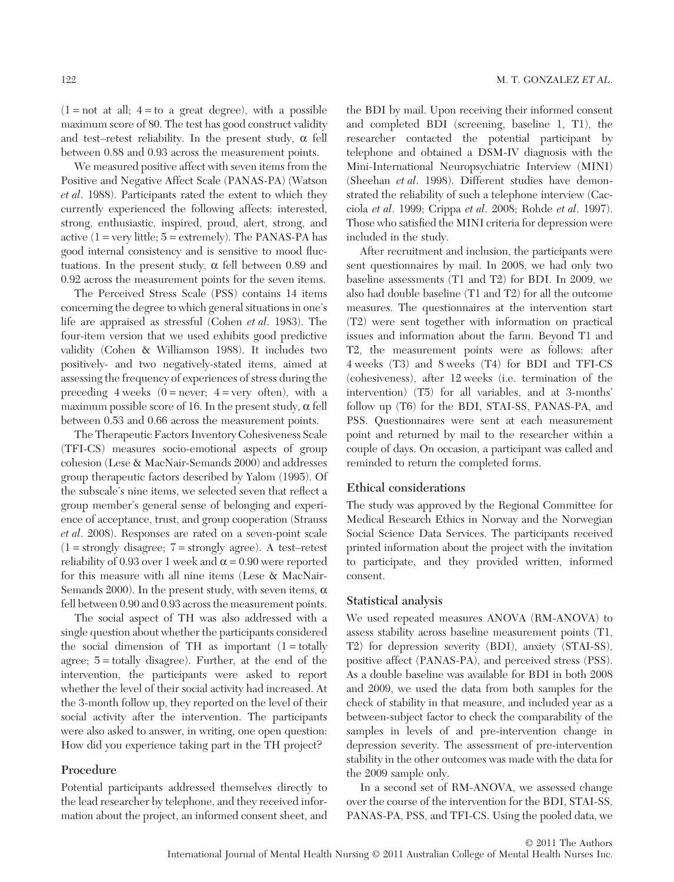(1 = not at all; 4 = to a great degree), with a possible maximum score of 80. The test has good construct validity and test–retest reliability. In the present study, α fell between 0.88 and 0.93 across the measurement points.

We measured positive affect with seven items from the Positive and Negative Affect Scale (PANAS-PA) (Watson *et al*. 1988). Participants rated the extent to which they currently experienced the following affects: interested, strong, enthusiastic, inspired, proud, alert, strong, and active (1 = very little; 5 = extremely). The PANAS-PA has good internal consistency and is sensitive to mood fluctuations. In the present study, α fell between 0.89 and 0.92 across the measurement points for the seven items.

The Perceived Stress Scale (PSS) contains 14 items concerning the degree to which general situations in one's life are appraised as stressful (Cohen *et al*. 1983). The four-item version that we used exhibits good predictive validity (Cohen & Williamson 1988). It includes two positively- and two negatively-stated items, aimed at assessing the frequency of experiences of stress during the preceding 4 weeks (0 = never; 4 = very often), with a maximum possible score of 16. In the present study, α fell between 0.53 and 0.66 across the measurement points.

The Therapeutic Factors Inventory Cohesiveness Scale (TFI-CS) measures socio-emotional aspects of group cohesion (Lese & MacNair-Semands 2000) and addresses group therapeutic factors described by Yalom (1995). Of the subscale's nine items, we selected seven that reflect a group member's general sense of belonging and experience of acceptance, trust, and group cooperation (Strauss *et al*. 2008). Responses are rated on a seven-point scale (1 = strongly disagree; 7 = strongly agree). A test–retest reliability of 0.93 over 1 week and α = 0.90 were reported for this measure with all nine items (Lese & MacNair-Semands 2000). In the present study, with seven items, α fell between 0.90 and 0.93 across the measurement points.

The social aspect of TH was also addressed with a single question about whether the participants considered the social dimension of TH as important (1 = totally agree; 5 = totally disagree). Further, at the end of the intervention, the participants were asked to report whether the level of their social activity had increased. At the 3-month follow up, they reported on the level of their social activity after the intervention. The participants were also asked to answer, in writing, one open question: How did you experience taking part in the TH project?

### Procedure

Potential participants addressed themselves directly to the lead researcher by telephone, and they received information about the project, an informed consent sheet, and the BDI by mail. Upon receiving their informed consent and completed BDI (screening, baseline 1, T1), the researcher contacted the potential participant by telephone and obtained a DSM-IV diagnosis with the Mini-International Neuropsychiatric Interview (MINI) (Sheehan *et al*. 1998). Different studies have demonstrated the reliability of such a telephone interview (Cacciola *et al*. 1999; Crippa *et al*. 2008; Rohde *et al*. 1997). Those who satisfied the MINI criteria for depression were included in the study.

After recruitment and inclusion, the participants were sent questionnaires by mail. In 2008, we had only two baseline assessments (T1 and T2) for BDI. In 2009, we also had double baseline (T1 and T2) for all the outcome measures. The questionnaires at the intervention start (T2) were sent together with information on practical issues and information about the farm. Beyond T1 and T2, the measurement points were as follows: after 4 weeks (T3) and 8 weeks (T4) for BDI and TFI-CS (cohesiveness), after 12 weeks (i.e. termination of the intervention) (T5) for all variables, and at 3-months' follow up (T6) for the BDI, STAI-SS, PANAS-PA, and PSS. Questionnaires were sent at each measurement point and returned by mail to the researcher within a couple of days. On occasion, a participant was called and reminded to return the completed forms.

### Ethical considerations

The study was approved by the Regional Committee for Medical Research Ethics in Norway and the Norwegian Social Science Data Services. The participants received printed information about the project with the invitation to participate, and they provided written, informed consent.

### Statistical analysis

We used repeated measures ANOVA (RM-ANOVA) to assess stability across baseline measurement points (T1, T2) for depression severity (BDI), anxiety (STAI-SS), positive affect (PANAS-PA), and perceived stress (PSS). As a double baseline was available for BDI in both 2008 and 2009, we used the data from both samples for the check of stability in that measure, and included year as a between-subject factor to check the comparability of the samples in levels of and pre-intervention change in depression severity. The assessment of pre-intervention stability in the other outcomes was made with the data for the 2009 sample only.

In a second set of RM-ANOVA, we assessed change over the course of the intervention for the BDI, STAI-SS, PANAS-PA, PSS, and TFI-CS. Using the pooled data, we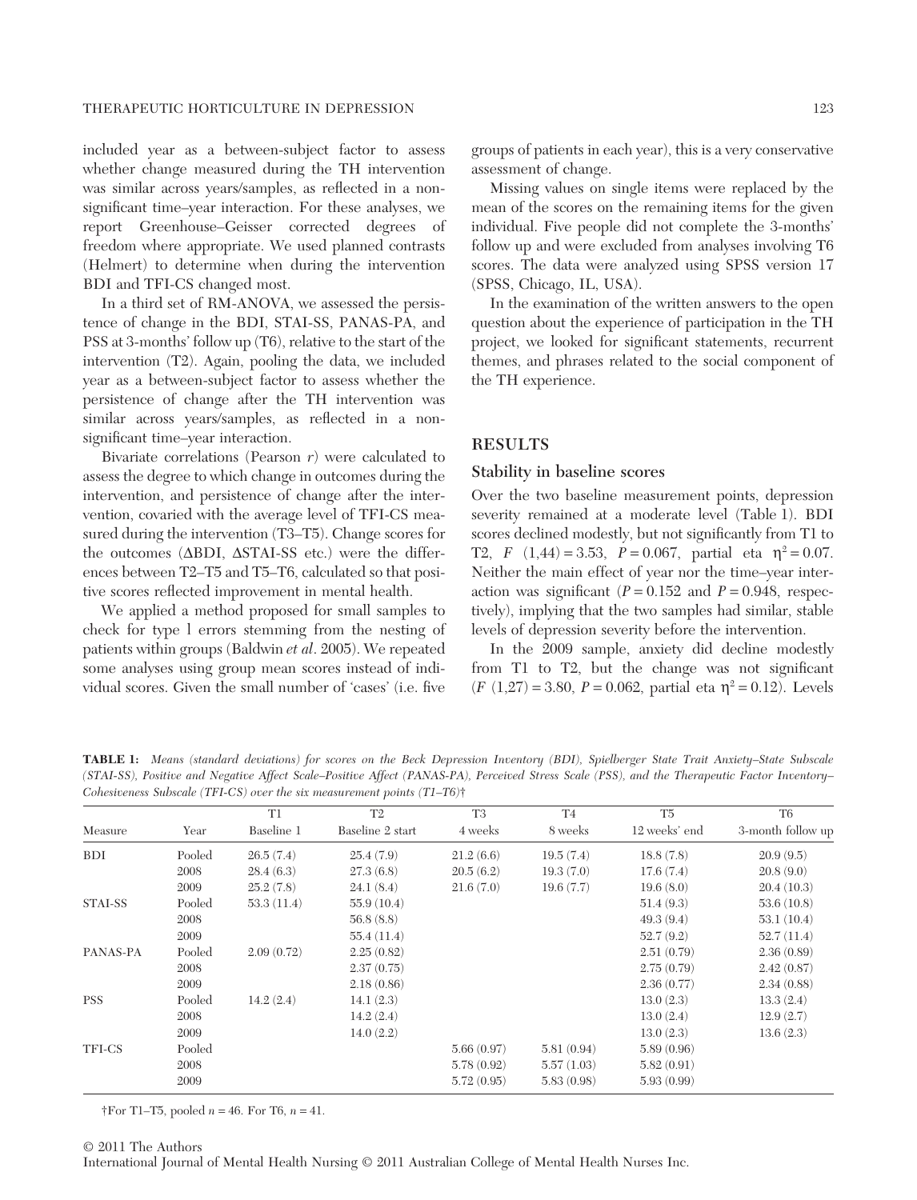included year as a between-subject factor to assess whether change measured during the TH intervention was similar across years/samples, as reflected in a non-significant time–year interaction. For these analyses, we report Greenhouse–Geisser corrected degrees of freedom where appropriate. We used planned contrasts (Helmert) to determine when during the intervention BDI and TFI-CS changed most.

In a third set of RM-ANOVA, we assessed the persistence of change in the BDI, STAI-SS, PANAS-PA, and PSS at 3-months' follow up (T6), relative to the start of the intervention (T2). Again, pooling the data, we included year as a between-subject factor to assess whether the persistence of change after the TH intervention was similar across years/samples, as reflected in a non-significant time–year interaction.

Bivariate correlations (Pearson $r$) were calculated to assess the degree to which change in outcomes during the intervention, and persistence of change after the intervention, covaried with the average level of TFI-CS measured during the intervention (T3–T5). Change scores for the outcomes (ΔBDI, ΔSTAI-SS etc.) were the differences between T2–T5 and T5–T6, calculated so that positive scores reflected improvement in mental health.

We applied a method proposed for small samples to check for type I errors stemming from the nesting of patients within groups (Baldwin *et al*. 2005). We repeated some analyses using group mean scores instead of individual scores. Given the small number of 'cases' (i.e. five groups of patients in each year), this is a very conservative assessment of change.

Missing values on single items were replaced by the mean of the scores on the remaining items for the given individual. Five people did not complete the 3-months' follow up and were excluded from analyses involving T6 scores. The data were analyzed using SPSS version 17 (SPSS, Chicago, IL, USA).

In the examination of the written answers to the open question about the experience of participation in the TH project, we looked for significant statements, recurrent themes, and phrases related to the social component of the TH experience.

## RESULTS

### Stability in baseline scores

Over the two baseline measurement points, depression severity remained at a moderate level (Table 1). BDI scores declined modestly, but not significantly from T1 to T2, $F\ (1,44) = 3.53$, $P = 0.067$, partial eta $\eta^2 = 0.07$. Neither the main effect of year nor the time–year interaction was significant ($P = 0.152$ and $P = 0.948$, respectively), implying that the two samples had similar, stable levels of depression severity before the intervention.

In the 2009 sample, anxiety did decline modestly from T1 to T2, but the change was not significant ($F\ (1,27) = 3.80$, $P = 0.062$, partial eta $\eta^2 = 0.12$). Levels

**TABLE 1:** *Means (standard deviations) for scores on the Beck Depression Inventory (BDI), Spielberger State Trait Anxiety–State Subscale (STAI-SS), Positive and Negative Affect Scale–Positive Affect (PANAS-PA), Perceived Stress Scale (PSS), and the Therapeutic Factor Inventory–Cohesiveness Subscale (TFI-CS) over the six measurement points (T1–T6)*†

| Measure | Year | T1 Baseline 1 | T2 Baseline 2 start | T3 4 weeks | T4 8 weeks | T5 12 weeks' end | T6 3-month follow up |
|---|---|---|---|---|---|---|---|
| BDI | Pooled | 26.5 (7.4) | 25.4 (7.9) | 21.2 (6.6) | 19.5 (7.4) | 18.8 (7.8) | 20.9 (9.5) |
| | 2008 | 28.4 (6.3) | 27.3 (6.8) | 20.5 (6.2) | 19.3 (7.0) | 17.6 (7.4) | 20.8 (9.0) |
| | 2009 | 25.2 (7.8) | 24.1 (8.4) | 21.6 (7.0) | 19.6 (7.7) | 19.6 (8.0) | 20.4 (10.3) |
| STAI-SS | Pooled | 53.3 (11.4) | 55.9 (10.4) | | | 51.4 (9.3) | 53.6 (10.8) |
| | 2008 | | 56.8 (8.8) | | | 49.3 (9.4) | 53.1 (10.4) |
| | 2009 | | 55.4 (11.4) | | | 52.7 (9.2) | 52.7 (11.4) |
| PANAS-PA | Pooled | 2.09 (0.72) | 2.25 (0.82) | | | 2.51 (0.79) | 2.36 (0.89) |
| | 2008 | | 2.37 (0.75) | | | 2.75 (0.79) | 2.42 (0.87) |
| | 2009 | | 2.18 (0.86) | | | 2.36 (0.77) | 2.34 (0.88) |
| PSS | Pooled | 14.2 (2.4) | 14.1 (2.3) | | | 13.0 (2.3) | 13.3 (2.4) |
| | 2008 | | 14.2 (2.4) | | | 13.0 (2.4) | 12.9 (2.7) |
| | 2009 | | 14.0 (2.2) | | | 13.0 (2.3) | 13.6 (2.3) |
| TFI-CS | Pooled | | | 5.66 (0.97) | 5.81 (0.94) | 5.89 (0.96) | |
| | 2008 | | | 5.78 (0.92) | 5.57 (1.03) | 5.82 (0.91) | |
| | 2009 | | | 5.72 (0.95) | 5.83 (0.98) | 5.93 (0.99) | |

†For T1–T5, pooled $n = 46$. For T6, $n = 41$.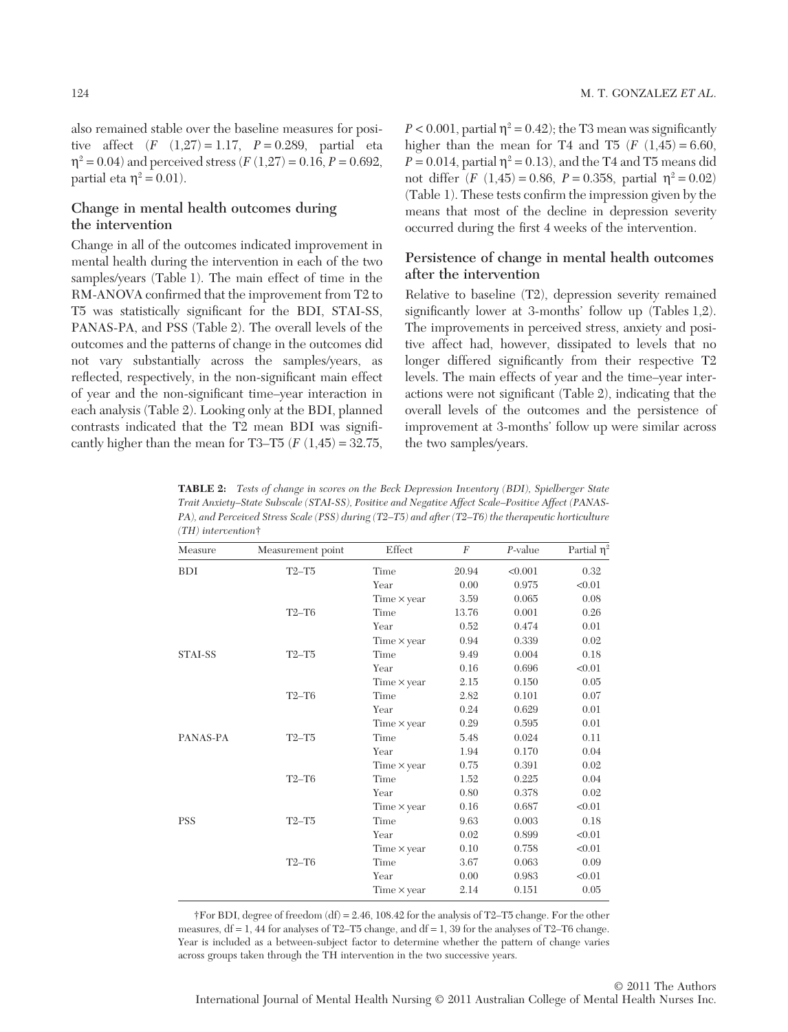also remained stable over the baseline measures for positive affect ($F$ (1,27) = 1.17, $P$ = 0.289, partial eta $\eta^2 = 0.04$) and perceived stress ($F$ (1,27) = 0.16, $P$ = 0.692, partial eta $\eta^2 = 0.01$).

### Change in mental health outcomes during the intervention

Change in all of the outcomes indicated improvement in mental health during the intervention in each of the two samples/years (Table 1). The main effect of time in the RM-ANOVA confirmed that the improvement from T2 to T5 was statistically significant for the BDI, STAI-SS, PANAS-PA, and PSS (Table 2). The overall levels of the outcomes and the patterns of change in the outcomes did not vary substantially across the samples/years, as reflected, respectively, in the non-significant main effect of year and the non-significant time–year interaction in each analysis (Table 2). Looking only at the BDI, planned contrasts indicated that the T2 mean BDI was significantly higher than the mean for T3–T5 ($F$ (1,45) = 32.75, $P < 0.001$, partial $\eta^2 = 0.42$); the T3 mean was significantly higher than the mean for T4 and T5 ($F$ (1,45) = 6.60, $P$ = 0.014, partial $\eta^2 = 0.13$), and the T4 and T5 means did not differ ($F$ (1,45) = 0.86, $P$ = 0.358, partial $\eta^2 = 0.02$) (Table 1). These tests confirm the impression given by the means that most of the decline in depression severity occurred during the first 4 weeks of the intervention.

### Persistence of change in mental health outcomes after the intervention

Relative to baseline (T2), depression severity remained significantly lower at 3-months' follow up (Tables 1,2). The improvements in perceived stress, anxiety and positive affect had, however, dissipated to levels that no longer differed significantly from their respective T2 levels. The main effects of year and the time–year interactions were not significant (Table 2), indicating that the overall levels of the outcomes and the persistence of improvement at 3-months' follow up were similar across the two samples/years.

**TABLE 2:** *Tests of change in scores on the Beck Depression Inventory (BDI), Spielberger State Trait Anxiety–State Subscale (STAI-SS), Positive and Negative Affect Scale–Positive Affect (PANAS-PA), and Perceived Stress Scale (PSS) during (T2–T5) and after (T2–T6) the therapeutic horticulture (TH) intervention†*

| Measure | Measurement point | Effect | $F$ | $P$-value | Partial $\eta^2$ |
|---|---|---|---|---|---|
| BDI | T2–T5 | Time | 20.94 | <0.001 | 0.32 |
| | | Year | 0.00 | 0.975 | <0.01 |
| | | Time × year | 3.59 | 0.065 | 0.08 |
| | T2–T6 | Time | 13.76 | 0.001 | 0.26 |
| | | Year | 0.52 | 0.474 | 0.01 |
| | | Time × year | 0.94 | 0.339 | 0.02 |
| STAI-SS | T2–T5 | Time | 9.49 | 0.004 | 0.18 |
| | | Year | 0.16 | 0.696 | <0.01 |
| | | Time × year | 2.15 | 0.150 | 0.05 |
| | T2–T6 | Time | 2.82 | 0.101 | 0.07 |
| | | Year | 0.24 | 0.629 | 0.01 |
| | | Time × year | 0.29 | 0.595 | 0.01 |
| PANAS-PA | T2–T5 | Time | 5.48 | 0.024 | 0.11 |
| | | Year | 1.94 | 0.170 | 0.04 |
| | | Time × year | 0.75 | 0.391 | 0.02 |
| | T2–T6 | Time | 1.52 | 0.225 | 0.04 |
| | | Year | 0.80 | 0.378 | 0.02 |
| | | Time × year | 0.16 | 0.687 | <0.01 |
| PSS | T2–T5 | Time | 9.63 | 0.003 | 0.18 |
| | | Year | 0.02 | 0.899 | <0.01 |
| | | Time × year | 0.10 | 0.758 | <0.01 |
| | T2–T6 | Time | 3.67 | 0.063 | 0.09 |
| | | Year | 0.00 | 0.983 | <0.01 |
| | | Time × year | 2.14 | 0.151 | 0.05 |

†For BDI, degree of freedom (df) = 2.46, 108.42 for the analysis of T2–T5 change. For the other measures, df = 1, 44 for analyses of T2–T5 change, and df = 1, 39 for the analyses of T2–T6 change. Year is included as a between-subject factor to determine whether the pattern of change varies across groups taken through the TH intervention in the two successive years.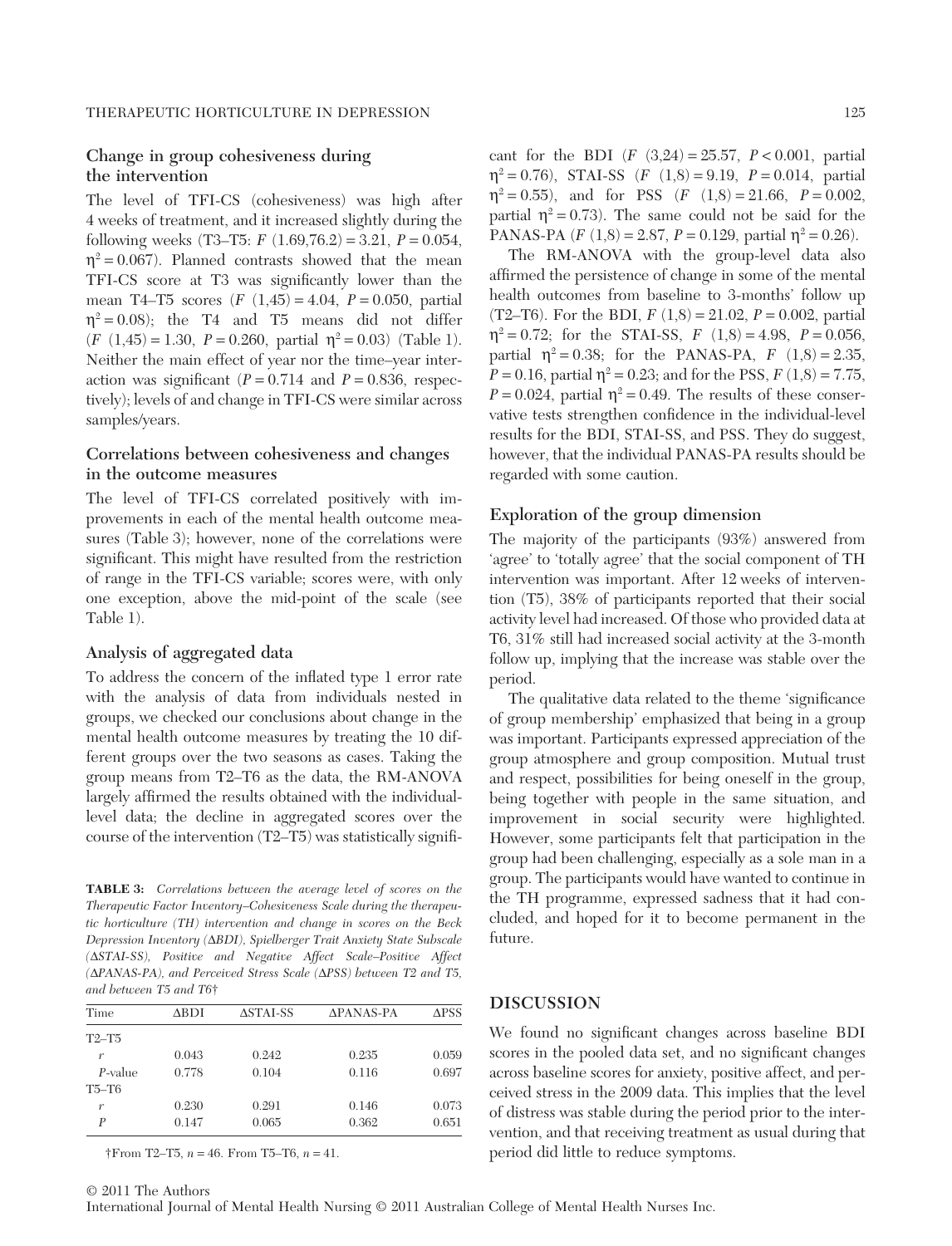### Change in group cohesiveness during the intervention

The level of TFI-CS (cohesiveness) was high after 4 weeks of treatment, and it increased slightly during the following weeks (T3–T5: $F$ (1.69,76.2) = 3.21, $P = 0.054$, $\eta^2 = 0.067$). Planned contrasts showed that the mean TFI-CS score at T3 was significantly lower than the mean T4–T5 scores ($F$ (1,45) = 4.04, $P = 0.050$, partial $\eta^2 = 0.08$); the T4 and T5 means did not differ ($F$ (1,45) = 1.30, $P = 0.260$, partial $\eta^2 = 0.03$) (Table 1). Neither the main effect of year nor the time–year interaction was significant ($P = 0.714$ and $P = 0.836$, respectively); levels of and change in TFI-CS were similar across samples/years.

### Correlations between cohesiveness and changes in the outcome measures

The level of TFI-CS correlated positively with improvements in each of the mental health outcome measures (Table 3); however, none of the correlations were significant. This might have resulted from the restriction of range in the TFI-CS variable; scores were, with only one exception, above the mid-point of the scale (see Table 1).

### Analysis of aggregated data

To address the concern of the inflated type 1 error rate with the analysis of data from individuals nested in groups, we checked our conclusions about change in the mental health outcome measures by treating the 10 different groups over the two seasons as cases. Taking the group means from T2–T6 as the data, the RM-ANOVA largely affirmed the results obtained with the individual-level data; the decline in aggregated scores over the course of the intervention (T2–T5) was statistically significant for the BDI ($F$ (3,24) = 25.57, $P < 0.001$, partial $\eta^2 = 0.76$), STAI-SS ($F$ (1,8) = 9.19, $P = 0.014$, partial $\eta^2 = 0.55$), and for PSS ($F$ (1,8) = 21.66, $P = 0.002$, partial $\eta^2 = 0.73$). The same could not be said for the PANAS-PA ($F$ (1,8) = 2.87, $P = 0.129$, partial $\eta^2 = 0.26$).

The RM-ANOVA with the group-level data also affirmed the persistence of change in some of the mental health outcomes from baseline to 3-months' follow up (T2–T6). For the BDI, $F$ (1,8) = 21.02, $P = 0.002$, partial $\eta^2 = 0.72$; for the STAI-SS, $F$ (1,8) = 4.98, $P = 0.056$, partial $\eta^2 = 0.38$; for the PANAS-PA, $F$ (1,8) = 2.35, $P = 0.16$, partial $\eta^2 = 0.23$; and for the PSS, $F$ (1,8) = 7.75, $P = 0.024$, partial $\eta^2 = 0.49$. The results of these conservative tests strengthen confidence in the individual-level results for the BDI, STAI-SS, and PSS. They do suggest, however, that the individual PANAS-PA results should be regarded with some caution.

**TABLE 3:** *Correlations between the average level of scores on the Therapeutic Factor Inventory–Cohesiveness Scale during the therapeutic horticulture (TH) intervention and change in scores on the Beck Depression Inventory (ΔBDI), Spielberger Trait Anxiety State Subscale (ΔSTAI-SS), Positive and Negative Affect Scale–Positive Affect (ΔPANAS-PA), and Perceived Stress Scale (ΔPSS) between T2 and T5, and between T5 and T6*†

| Time | ΔBDI | ΔSTAI-SS | ΔPANAS-PA | ΔPSS |
|---|---|---|---|---|
| T2–T5 | | | | |
| $r$ | 0.043 | 0.242 | 0.235 | 0.059 |
| $P$-value | 0.778 | 0.104 | 0.116 | 0.697 |
| T5–T6 | | | | |
| $r$ | 0.230 | 0.291 | 0.146 | 0.073 |
| $P$ | 0.147 | 0.065 | 0.362 | 0.651 |

†From T2–T5, $n = 46$. From T5–T6, $n = 41$.

### Exploration of the group dimension

The majority of the participants (93%) answered from 'agree' to 'totally agree' that the social component of TH intervention was important. After 12 weeks of intervention (T5), 38% of participants reported that their social activity level had increased. Of those who provided data at T6, 31% still had increased social activity at the 3-month follow up, implying that the increase was stable over the period.

The qualitative data related to the theme 'significance of group membership' emphasized that being in a group was important. Participants expressed appreciation of the group atmosphere and group composition. Mutual trust and respect, possibilities for being oneself in the group, being together with people in the same situation, and improvement in social security were highlighted. However, some participants felt that participation in the group had been challenging, especially as a sole man in a group. The participants would have wanted to continue in the TH programme, expressed sadness that it had concluded, and hoped for it to become permanent in the future.

## DISCUSSION

We found no significant changes across baseline BDI scores in the pooled data set, and no significant changes across baseline scores for anxiety, positive affect, and perceived stress in the 2009 data. This implies that the level of distress was stable during the period prior to the intervention, and that receiving treatment as usual during that period did little to reduce symptoms.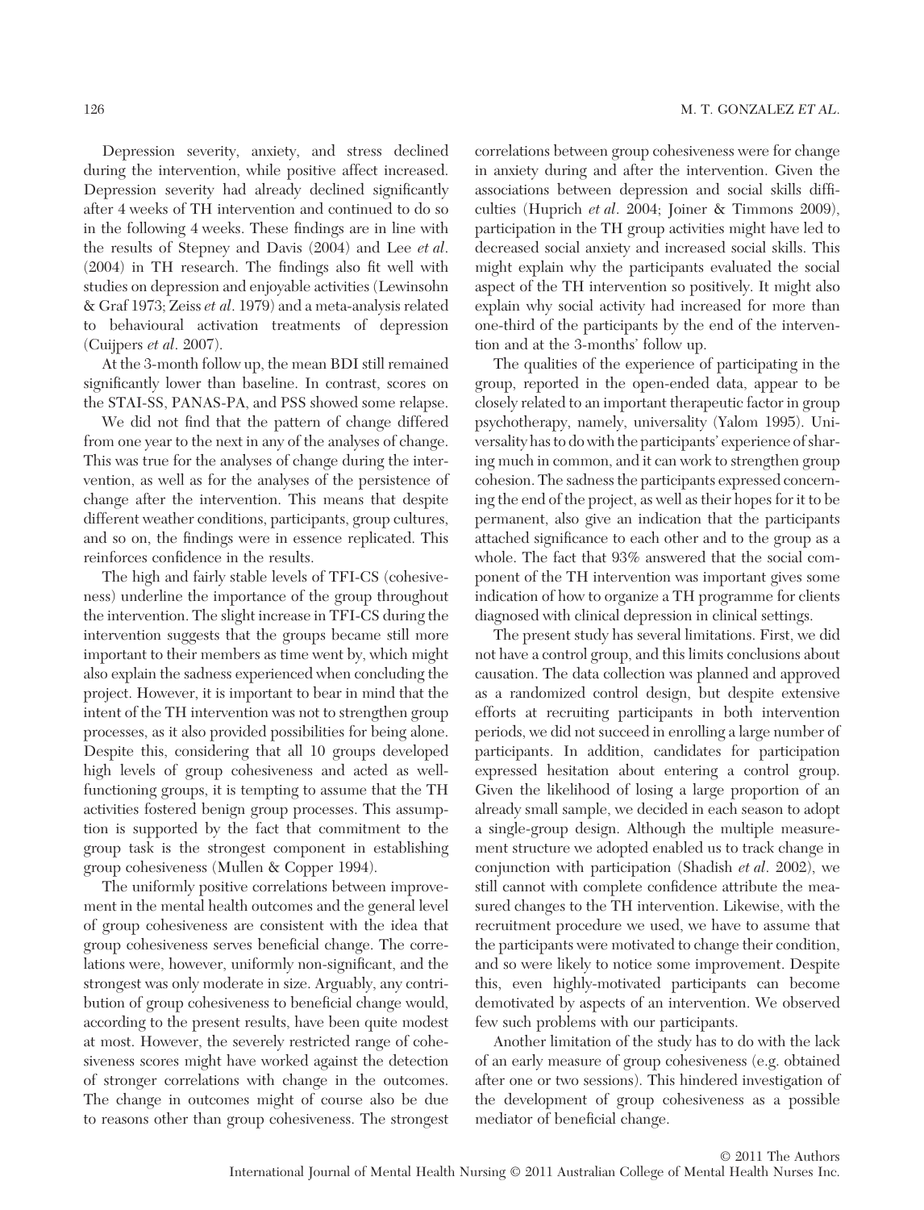Depression severity, anxiety, and stress declined during the intervention, while positive affect increased. Depression severity had already declined significantly after 4 weeks of TH intervention and continued to do so in the following 4 weeks. These findings are in line with the results of Stepney and Davis (2004) and Lee *et al*. (2004) in TH research. The findings also fit well with studies on depression and enjoyable activities (Lewinsohn & Graf 1973; Zeiss *et al*. 1979) and a meta-analysis related to behavioural activation treatments of depression (Cuijpers *et al*. 2007).

At the 3-month follow up, the mean BDI still remained significantly lower than baseline. In contrast, scores on the STAI-SS, PANAS-PA, and PSS showed some relapse.

We did not find that the pattern of change differed from one year to the next in any of the analyses of change. This was true for the analyses of change during the intervention, as well as for the analyses of the persistence of change after the intervention. This means that despite different weather conditions, participants, group cultures, and so on, the findings were in essence replicated. This reinforces confidence in the results.

The high and fairly stable levels of TFI-CS (cohesiveness) underline the importance of the group throughout the intervention. The slight increase in TFI-CS during the intervention suggests that the groups became still more important to their members as time went by, which might also explain the sadness experienced when concluding the project. However, it is important to bear in mind that the intent of the TH intervention was not to strengthen group processes, as it also provided possibilities for being alone. Despite this, considering that all 10 groups developed high levels of group cohesiveness and acted as well-functioning groups, it is tempting to assume that the TH activities fostered benign group processes. This assumption is supported by the fact that commitment to the group task is the strongest component in establishing group cohesiveness (Mullen & Copper 1994).

The uniformly positive correlations between improvement in the mental health outcomes and the general level of group cohesiveness are consistent with the idea that group cohesiveness serves beneficial change. The correlations were, however, uniformly non-significant, and the strongest was only moderate in size. Arguably, any contribution of group cohesiveness to beneficial change would, according to the present results, have been quite modest at most. However, the severely restricted range of cohesiveness scores might have worked against the detection of stronger correlations with change in the outcomes. The change in outcomes might of course also be due to reasons other than group cohesiveness. The strongest correlations between group cohesiveness were for change in anxiety during and after the intervention. Given the associations between depression and social skills difficulties (Huprich *et al*. 2004; Joiner & Timmons 2009), participation in the TH group activities might have led to decreased social anxiety and increased social skills. This might explain why the participants evaluated the social aspect of the TH intervention so positively. It might also explain why social activity had increased for more than one-third of the participants by the end of the intervention and at the 3-months' follow up.

The qualities of the experience of participating in the group, reported in the open-ended data, appear to be closely related to an important therapeutic factor in group psychotherapy, namely, universality (Yalom 1995). Universality has to do with the participants' experience of sharing much in common, and it can work to strengthen group cohesion. The sadness the participants expressed concerning the end of the project, as well as their hopes for it to be permanent, also give an indication that the participants attached significance to each other and to the group as a whole. The fact that 93% answered that the social component of the TH intervention was important gives some indication of how to organize a TH programme for clients diagnosed with clinical depression in clinical settings.

The present study has several limitations. First, we did not have a control group, and this limits conclusions about causation. The data collection was planned and approved as a randomized control design, but despite extensive efforts at recruiting participants in both intervention periods, we did not succeed in enrolling a large number of participants. In addition, candidates for participation expressed hesitation about entering a control group. Given the likelihood of losing a large proportion of an already small sample, we decided in each season to adopt a single-group design. Although the multiple measurement structure we adopted enabled us to track change in conjunction with participation (Shadish *et al*. 2002), we still cannot with complete confidence attribute the measured changes to the TH intervention. Likewise, with the recruitment procedure we used, we have to assume that the participants were motivated to change their condition, and so were likely to notice some improvement. Despite this, even highly-motivated participants can become demotivated by aspects of an intervention. We observed few such problems with our participants.

Another limitation of the study has to do with the lack of an early measure of group cohesiveness (e.g. obtained after one or two sessions). This hindered investigation of the development of group cohesiveness as a possible mediator of beneficial change.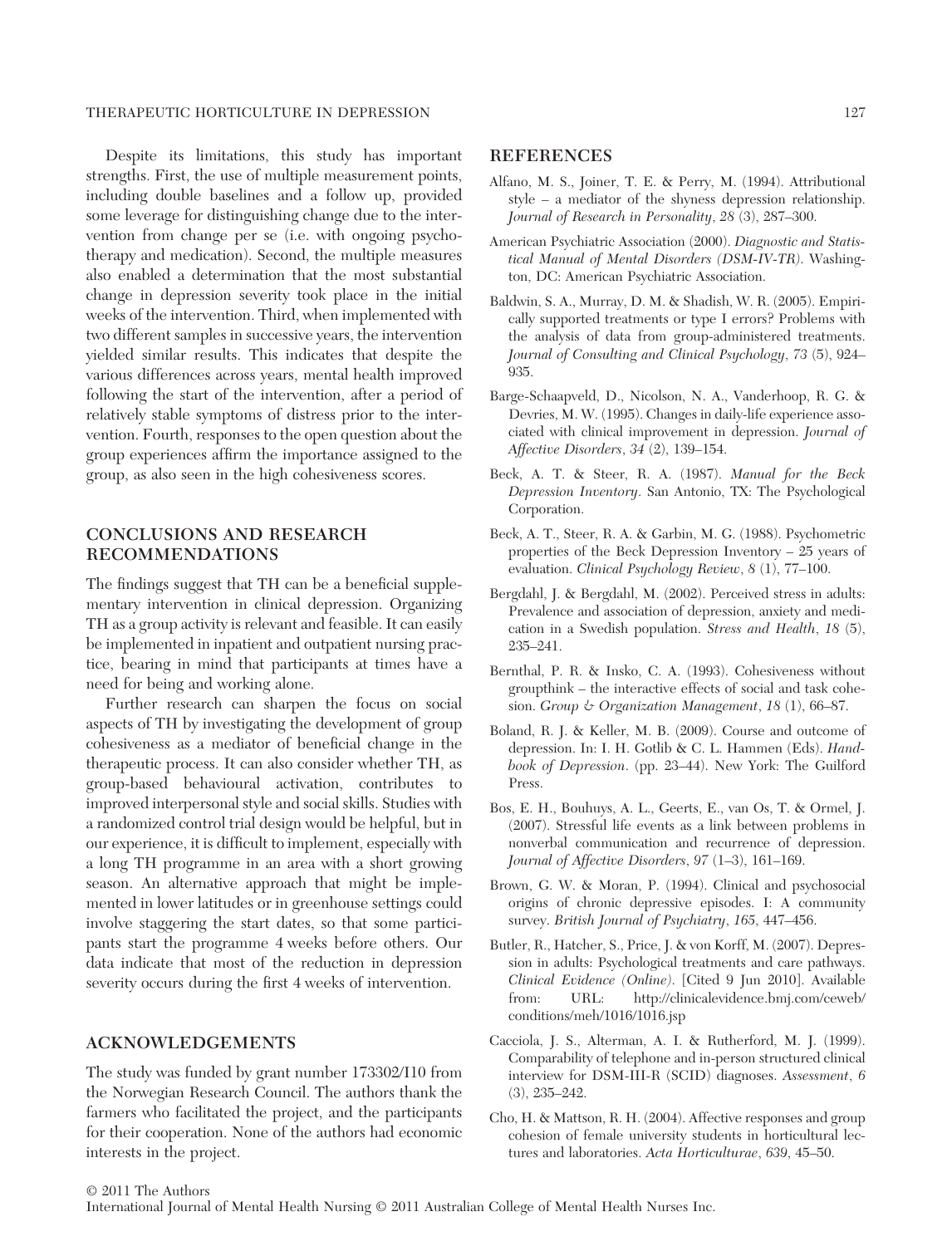Despite its limitations, this study has important strengths. First, the use of multiple measurement points, including double baselines and a follow up, provided some leverage for distinguishing change due to the intervention from change per se (i.e. with ongoing psychotherapy and medication). Second, the multiple measures also enabled a determination that the most substantial change in depression severity took place in the initial weeks of the intervention. Third, when implemented with two different samples in successive years, the intervention yielded similar results. This indicates that despite the various differences across years, mental health improved following the start of the intervention, after a period of relatively stable symptoms of distress prior to the intervention. Fourth, responses to the open question about the group experiences affirm the importance assigned to the group, as also seen in the high cohesiveness scores.

## CONCLUSIONS AND RESEARCH RECOMMENDATIONS

The findings suggest that TH can be a beneficial supplementary intervention in clinical depression. Organizing TH as a group activity is relevant and feasible. It can easily be implemented in inpatient and outpatient nursing practice, bearing in mind that participants at times have a need for being and working alone.

Further research can sharpen the focus on social aspects of TH by investigating the development of group cohesiveness as a mediator of beneficial change in the therapeutic process. It can also consider whether TH, as group-based behavioural activation, contributes to improved interpersonal style and social skills. Studies with a randomized control trial design would be helpful, but in our experience, it is difficult to implement, especially with a long TH programme in an area with a short growing season. An alternative approach that might be implemented in lower latitudes or in greenhouse settings could involve staggering the start dates, so that some participants start the programme 4 weeks before others. Our data indicate that most of the reduction in depression severity occurs during the first 4 weeks of intervention.

## ACKNOWLEDGEMENTS

The study was funded by grant number 173302/I10 from the Norwegian Research Council. The authors thank the farmers who facilitated the project, and the participants for their cooperation. None of the authors had economic interests in the project.

## REFERENCES

Alfano, M. S., Joiner, T. E. & Perry, M. (1994). Attributional style – a mediator of the shyness depression relationship. *Journal of Research in Personality*, *28* (3), 287–300.

American Psychiatric Association (2000). *Diagnostic and Statistical Manual of Mental Disorders (DSM-IV-TR)*. Washington, DC: American Psychiatric Association.

Baldwin, S. A., Murray, D. M. & Shadish, W. R. (2005). Empirically supported treatments or type I errors? Problems with the analysis of data from group-administered treatments. *Journal of Consulting and Clinical Psychology*, *73* (5), 924–935.

Barge-Schaapveld, D., Nicolson, N. A., Vanderhoop, R. G. & Devries, M. W. (1995). Changes in daily-life experience associated with clinical improvement in depression. *Journal of Affective Disorders*, *34* (2), 139–154.

Beck, A. T. & Steer, R. A. (1987). *Manual for the Beck Depression Inventory*. San Antonio, TX: The Psychological Corporation.

Beck, A. T., Steer, R. A. & Garbin, M. G. (1988). Psychometric properties of the Beck Depression Inventory – 25 years of evaluation. *Clinical Psychology Review*, *8* (1), 77–100.

Bergdahl, J. & Bergdahl, M. (2002). Perceived stress in adults: Prevalence and association of depression, anxiety and medication in a Swedish population. *Stress and Health*, *18* (5), 235–241.

Bernthal, P. R. & Insko, C. A. (1993). Cohesiveness without groupthink – the interactive effects of social and task cohesion. *Group & Organization Management*, *18* (1), 66–87.

Boland, R. J. & Keller, M. B. (2009). Course and outcome of depression. In: I. H. Gotlib & C. L. Hammen (Eds). *Handbook of Depression*. (pp. 23–44). New York: The Guilford Press.

Bos, E. H., Bouhuys, A. L., Geerts, E., van Os, T. & Ormel, J. (2007). Stressful life events as a link between problems in nonverbal communication and recurrence of depression. *Journal of Affective Disorders*, *97* (1–3), 161–169.

Brown, G. W. & Moran, P. (1994). Clinical and psychosocial origins of chronic depressive episodes. I: A community survey. *British Journal of Psychiatry*, *165*, 447–456.

Butler, R., Hatcher, S., Price, J. & von Korff, M. (2007). Depression in adults: Psychological treatments and care pathways. *Clinical Evidence (Online)*. [Cited 9 Jun 2010]. Available from: URL: http://clinicalevidence.bmj.com/ceweb/conditions/meh/1016/1016.jsp

Cacciola, J. S., Alterman, A. I. & Rutherford, M. J. (1999). Comparability of telephone and in-person structured clinical interview for DSM-III-R (SCID) diagnoses. *Assessment*, *6* (3), 235–242.

Cho, H. & Mattson, R. H. (2004). Affective responses and group cohesion of female university students in horticultural lectures and laboratories. *Acta Horticulturae*, *639*, 45–50.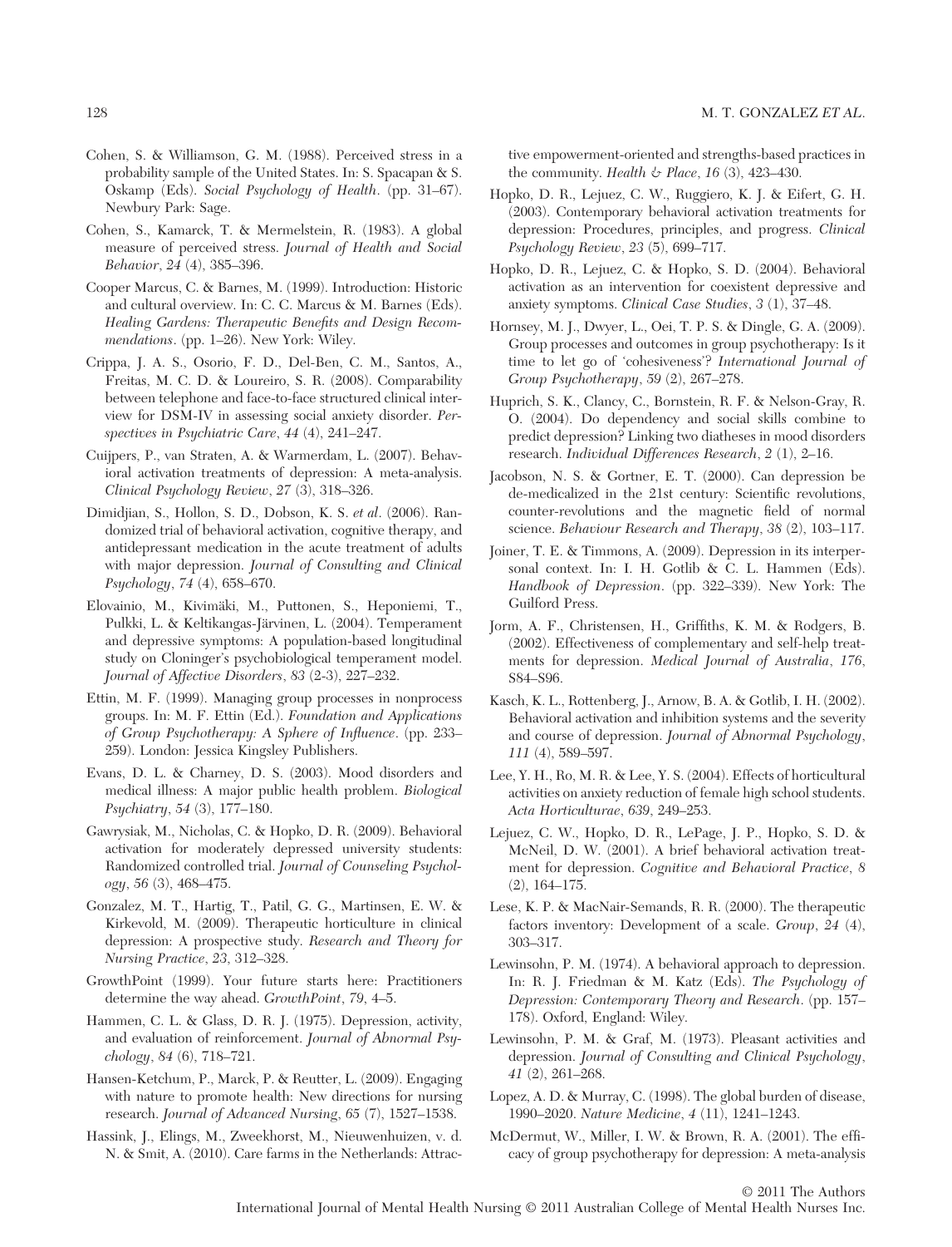Cohen, S. & Williamson, G. M. (1988). Perceived stress in a probability sample of the United States. In: S. Spacapan & S. Oskamp (Eds). *Social Psychology of Health*. (pp. 31–67). Newbury Park: Sage.

Cohen, S., Kamarck, T. & Mermelstein, R. (1983). A global measure of perceived stress. *Journal of Health and Social Behavior*, *24* (4), 385–396.

Cooper Marcus, C. & Barnes, M. (1999). Introduction: Historic and cultural overview. In: C. C. Marcus & M. Barnes (Eds). *Healing Gardens: Therapeutic Benefits and Design Recommendations*. (pp. 1–26). New York: Wiley.

Crippa, J. A. S., Osorio, F. D., Del-Ben, C. M., Santos, A., Freitas, M. C. D. & Loureiro, S. R. (2008). Comparability between telephone and face-to-face structured clinical interview for DSM-IV in assessing social anxiety disorder. *Perspectives in Psychiatric Care*, *44* (4), 241–247.

Cuijpers, P., van Straten, A. & Warmerdam, L. (2007). Behavioral activation treatments of depression: A meta-analysis. *Clinical Psychology Review*, *27* (3), 318–326.

Dimidjian, S., Hollon, S. D., Dobson, K. S. *et al*. (2006). Randomized trial of behavioral activation, cognitive therapy, and antidepressant medication in the acute treatment of adults with major depression. *Journal of Consulting and Clinical Psychology*, *74* (4), 658–670.

Elovainio, M., Kivimäki, M., Puttonen, S., Heponiemi, T., Pulkki, L. & Keltikangas-Järvinen, L. (2004). Temperament and depressive symptoms: A population-based longitudinal study on Cloninger's psychobiological temperament model. *Journal of Affective Disorders*, *83* (2-3), 227–232.

Ettin, M. F. (1999). Managing group processes in nonprocess groups. In: M. F. Ettin (Ed.). *Foundation and Applications of Group Psychotherapy: A Sphere of Influence*. (pp. 233–259). London: Jessica Kingsley Publishers.

Evans, D. L. & Charney, D. S. (2003). Mood disorders and medical illness: A major public health problem. *Biological Psychiatry*, *54* (3), 177–180.

Gawrysiak, M., Nicholas, C. & Hopko, D. R. (2009). Behavioral activation for moderately depressed university students: Randomized controlled trial. *Journal of Counseling Psychology*, *56* (3), 468–475.

Gonzalez, M. T., Hartig, T., Patil, G. G., Martinsen, E. W. & Kirkevold, M. (2009). Therapeutic horticulture in clinical depression: A prospective study. *Research and Theory for Nursing Practice*, *23*, 312–328.

GrowthPoint (1999). Your future starts here: Practitioners determine the way ahead. *GrowthPoint*, *79*, 4–5.

Hammen, C. L. & Glass, D. R. J. (1975). Depression, activity, and evaluation of reinforcement. *Journal of Abnormal Psychology*, *84* (6), 718–721.

Hansen-Ketchum, P., Marck, P. & Reutter, L. (2009). Engaging with nature to promote health: New directions for nursing research. *Journal of Advanced Nursing*, *65* (7), 1527–1538.

Hassink, J., Elings, M., Zweekhorst, M., Nieuwenhuizen, v. d. N. & Smit, A. (2010). Care farms in the Netherlands: Attractive empowerment-oriented and strengths-based practices in the community. *Health & Place*, *16* (3), 423–430.

Hopko, D. R., Lejuez, C. W., Ruggiero, K. J. & Eifert, G. H. (2003). Contemporary behavioral activation treatments for depression: Procedures, principles, and progress. *Clinical Psychology Review*, *23* (5), 699–717.

Hopko, D. R., Lejuez, C. & Hopko, S. D. (2004). Behavioral activation as an intervention for coexistent depressive and anxiety symptoms. *Clinical Case Studies*, *3* (1), 37–48.

Hornsey, M. J., Dwyer, L., Oei, T. P. S. & Dingle, G. A. (2009). Group processes and outcomes in group psychotherapy: Is it time to let go of 'cohesiveness'? *International Journal of Group Psychotherapy*, *59* (2), 267–278.

Huprich, S. K., Clancy, C., Bornstein, R. F. & Nelson-Gray, R. O. (2004). Do dependency and social skills combine to predict depression? Linking two diatheses in mood disorders research. *Individual Differences Research*, *2* (1), 2–16.

Jacobson, N. S. & Gortner, E. T. (2000). Can depression be de-medicalized in the 21st century: Scientific revolutions, counter-revolutions and the magnetic field of normal science. *Behaviour Research and Therapy*, *38* (2), 103–117.

Joiner, T. E. & Timmons, A. (2009). Depression in its interpersonal context. In: I. H. Gotlib & C. L. Hammen (Eds). *Handbook of Depression*. (pp. 322–339). New York: The Guilford Press.

Jorm, A. F., Christensen, H., Griffiths, K. M. & Rodgers, B. (2002). Effectiveness of complementary and self-help treatments for depression. *Medical Journal of Australia*, *176*, S84–S96.

Kasch, K. L., Rottenberg, J., Arnow, B. A. & Gotlib, I. H. (2002). Behavioral activation and inhibition systems and the severity and course of depression. *Journal of Abnormal Psychology*, *111* (4), 589–597.

Lee, Y. H., Ro, M. R. & Lee, Y. S. (2004). Effects of horticultural activities on anxiety reduction of female high school students. *Acta Horticulturae*, *639*, 249–253.

Lejuez, C. W., Hopko, D. R., LePage, J. P., Hopko, S. D. & McNeil, D. W. (2001). A brief behavioral activation treatment for depression. *Cognitive and Behavioral Practice*, *8* (2), 164–175.

Lese, K. P. & MacNair-Semands, R. R. (2000). The therapeutic factors inventory: Development of a scale. *Group*, *24* (4), 303–317.

Lewinsohn, P. M. (1974). A behavioral approach to depression. In: R. J. Friedman & M. Katz (Eds). *The Psychology of Depression: Contemporary Theory and Research*. (pp. 157–178). Oxford, England: Wiley.

Lewinsohn, P. M. & Graf, M. (1973). Pleasant activities and depression. *Journal of Consulting and Clinical Psychology*, *41* (2), 261–268.

Lopez, A. D. & Murray, C. (1998). The global burden of disease, 1990–2020. *Nature Medicine*, *4* (11), 1241–1243.

McDermut, W., Miller, I. W. & Brown, R. A. (2001). The efficacy of group psychotherapy for depression: A meta-analysis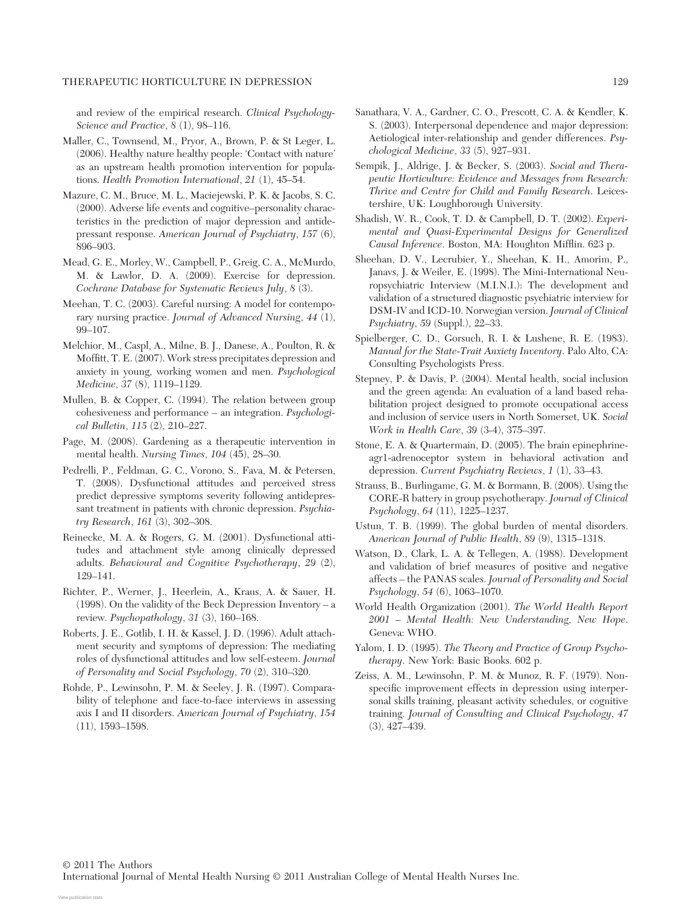and review of the empirical research. *Clinical Psychology-Science and Practice*, *8* (1), 98–116.

Maller, C., Townsend, M., Pryor, A., Brown, P. & St Leger, L. (2006). Healthy nature healthy people: 'Contact with nature' as an upstream health promotion intervention for populations. *Health Promotion International*, *21* (1), 45–54.

Mazure, C. M., Bruce, M. L., Maciejewski, P. K. & Jacobs, S. C. (2000). Adverse life events and cognitive–personality characteristics in the prediction of major depression and antidepressant response. *American Journal of Psychiatry*, *157* (6), 896–903.

Mead, G. E., Morley, W., Campbell, P., Greig, C. A., McMurdo, M. & Lawlor, D. A. (2009). Exercise for depression. *Cochrane Database for Systematic Reviews July*, *8* (3).

Meehan, T. C. (2003). Careful nursing: A model for contemporary nursing practice. *Journal of Advanced Nursing*, *44* (1), 99–107.

Melchior, M., Caspl, A., Milne, B. J., Danese, A., Poulton, R. & Moffitt, T. E. (2007). Work stress precipitates depression and anxiety in young, working women and men. *Psychological Medicine*, *37* (8), 1119–1129.

Mullen, B. & Copper, C. (1994). The relation between group cohesiveness and performance – an integration. *Psychological Bulletin*, *115* (2), 210–227.

Page, M. (2008). Gardening as a therapeutic intervention in mental health. *Nursing Times*, *104* (45), 28–30.

Pedrelli, P., Feldman, G. C., Vorono, S., Fava, M. & Petersen, T. (2008). Dysfunctional attitudes and perceived stress predict depressive symptoms severity following antidepressant treatment in patients with chronic depression. *Psychiatry Research*, *161* (3), 302–308.

Reinecke, M. A. & Rogers, G. M. (2001). Dysfunctional attitudes and attachment style among clinically depressed adults. *Behavioural and Cognitive Psychotherapy*, *29* (2), 129–141.

Richter, P., Werner, J., Heerlein, A., Kraus, A. & Sauer, H. (1998). On the validity of the Beck Depression Inventory – a review. *Psychopathology*, *31* (3), 160–168.

Roberts, J. E., Gotlib, I. H. & Kassel, J. D. (1996). Adult attachment security and symptoms of depression: The mediating roles of dysfunctional attitudes and low self-esteem. *Journal of Personality and Social Psychology*, *70* (2), 310–320.

Rohde, P., Lewinsohn, P. M. & Seeley, J. R. (1997). Comparability of telephone and face-to-face interviews in assessing axis I and II disorders. *American Journal of Psychiatry*, *154* (11), 1593–1598.

Sanathara, V. A., Gardner, C. O., Prescott, C. A. & Kendler, K. S. (2003). Interpersonal dependence and major depression: Aetiological inter-relationship and gender differences. *Psychological Medicine*, *33* (5), 927–931.

Sempik, J., Aldrige, J. & Becker, S. (2003). *Social and Therapeutic Horticulture: Evidence and Messages from Research: Thrive and Centre for Child and Family Research*. Leicestershire, UK: Loughborough University.

Shadish, W. R., Cook, T. D. & Campbell, D. T. (2002). *Experimental and Quasi-Experimental Designs for Generalized Causal Inference*. Boston, MA: Houghton Mifflin. 623 p.

Sheehan, D. V., Lecrubier, Y., Sheehan, K. H., Amorim, P., Janavs, J. & Weiler, E. (1998). The Mini-International Neuropsychiatric Interview (M.I.N.I.): The development and validation of a structured diagnostic psychiatric interview for DSM-IV and ICD-10. Norwegian version. *Journal of Clinical Psychiatry*, *59* (Suppl.), 22–33.

Spielberger, C. D., Gorsuch, R. I. & Lushene, R. E. (1983). *Manual for the State-Trait Anxiety Inventory*. Palo Alto, CA: Consulting Psychologists Press.

Stepney, P. & Davis, P. (2004). Mental health, social inclusion and the green agenda: An evaluation of a land based rehabilitation project designed to promote occupational access and inclusion of service users in North Somerset, UK. *Social Work in Health Care*, *39* (3-4), 375–397.

Stone, E. A. & Quartermain, D. (2005). The brain epinephrine-agr1-adrenoceptor system in behavioral activation and depression. *Current Psychiatry Reviews*, *1* (1), 33–43.

Strauss, B., Burlingame, G. M. & Bormann, B. (2008). Using the CORE-R battery in group psychotherapy. *Journal of Clinical Psychology*, *64* (11), 1225–1237.

Ustun, T. B. (1999). The global burden of mental disorders. *American Journal of Public Health*, *89* (9), 1315–1318.

Watson, D., Clark, L. A. & Tellegen, A. (1988). Development and validation of brief measures of positive and negative affects – the PANAS scales. *Journal of Personality and Social Psychology*, *54* (6), 1063–1070.

World Health Organization (2001). *The World Health Report 2001 – Mental Health: New Understanding, New Hope*. Geneva: WHO.

Yalom, I. D. (1995). *The Theory and Practice of Group Psychotherapy*. New York: Basic Books. 602 p.

Zeiss, A. M., Lewinsohn, P. M. & Munoz, R. F. (1979). Nonspecific improvement effects in depression using interpersonal skills training, pleasant activity schedules, or cognitive training. *Journal of Consulting and Clinical Psychology*, *47* (3), 427–439.